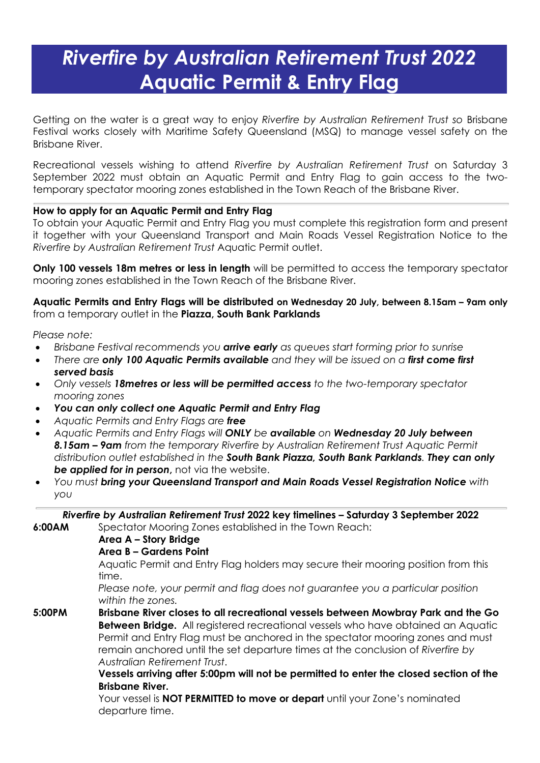# *Riverfire by Australian Retirement Trust 2022* Aquatic Permit & Entry Flag

Getting on the water is a great way to enjoy *Riverfire by Australian Retirement Trust so* Brisbane Festival works closely with Maritime Safety Queensland (MSQ) to manage vessel safety on the Brisbane River.

Recreational vessels wishing to attend *Riverfire by Australian Retirement Trust* on Saturday 3 September 2022 must obtain an Aquatic Permit and Entry Flag to gain access to the two-temporary spectator mooring zones established in the Town Reach of the Brisbane River.

---

**How to apply for an Aquatic Permit and Entry Flag**

To obtain your Aquatic Permit and Entry Flag you must complete this registration form and present it together with your Queensland Transport and Main Roads Vessel Registration Notice to the *Riverfire by Australian Retirement Trust* Aquatic Permit outlet.

**Only 100 vessels 18m metres or less in length** will be permitted to access the temporary spectator mooring zones established in the Town Reach of the Brisbane River.

**Aquatic Permits and Entry Flags will be distributed on Wednesday 20 July, between 8.15am – 9am only** from a temporary outlet in the **Piazza, South Bank Parklands**

*Please note:*

- *Brisbane Festival recommends you* ***arrive early*** *as queues start forming prior to sunrise*
- *There are* ***only 100 Aquatic Permits available*** *and they will be issued on a* ***first come first served basis***
- *Only vessels* ***18metres or less will be permitted access*** *to the two-temporary spectator mooring zones*
- ***You can only collect one Aquatic Permit and Entry Flag***
- *Aquatic Permits and Entry Flags are* ***free***
- *Aquatic Permits and Entry Flags will* ***ONLY*** *be* ***available*** *on* ***Wednesday 20 July between 8.15am – 9am*** *from the temporary Riverfire by Australian Retirement Trust Aquatic Permit distribution outlet established in the* ***South Bank Piazza, South Bank Parklands****.* ***They can only be applied for in person***, not via the website.
- *You must* ***bring your Queensland Transport and Main Roads Vessel Registration Notice*** *with you*

---

***Riverfire by Australian Retirement Trust* 2022 key timelines – Saturday 3 September 2022**

**6:00AM** Spectator Mooring Zones established in the Town Reach:
**Area A – Story Bridge**
**Area B – Gardens Point**
Aquatic Permit and Entry Flag holders may secure their mooring position from this time.
*Please note, your permit and flag does not guarantee you a particular position within the zones.*

**5:00PM** **Brisbane River closes to all recreational vessels between Mowbray Park and the Go Between Bridge.** All registered recreational vessels who have obtained an Aquatic Permit and Entry Flag must be anchored in the spectator mooring zones and must remain anchored until the set departure times at the conclusion of *Riverfire by Australian Retirement Trust*.
**Vessels arriving after 5:00pm will not be permitted to enter the closed section of the Brisbane River.**
Your vessel is **NOT PERMITTED to move or depart** until your Zone's nominated departure time.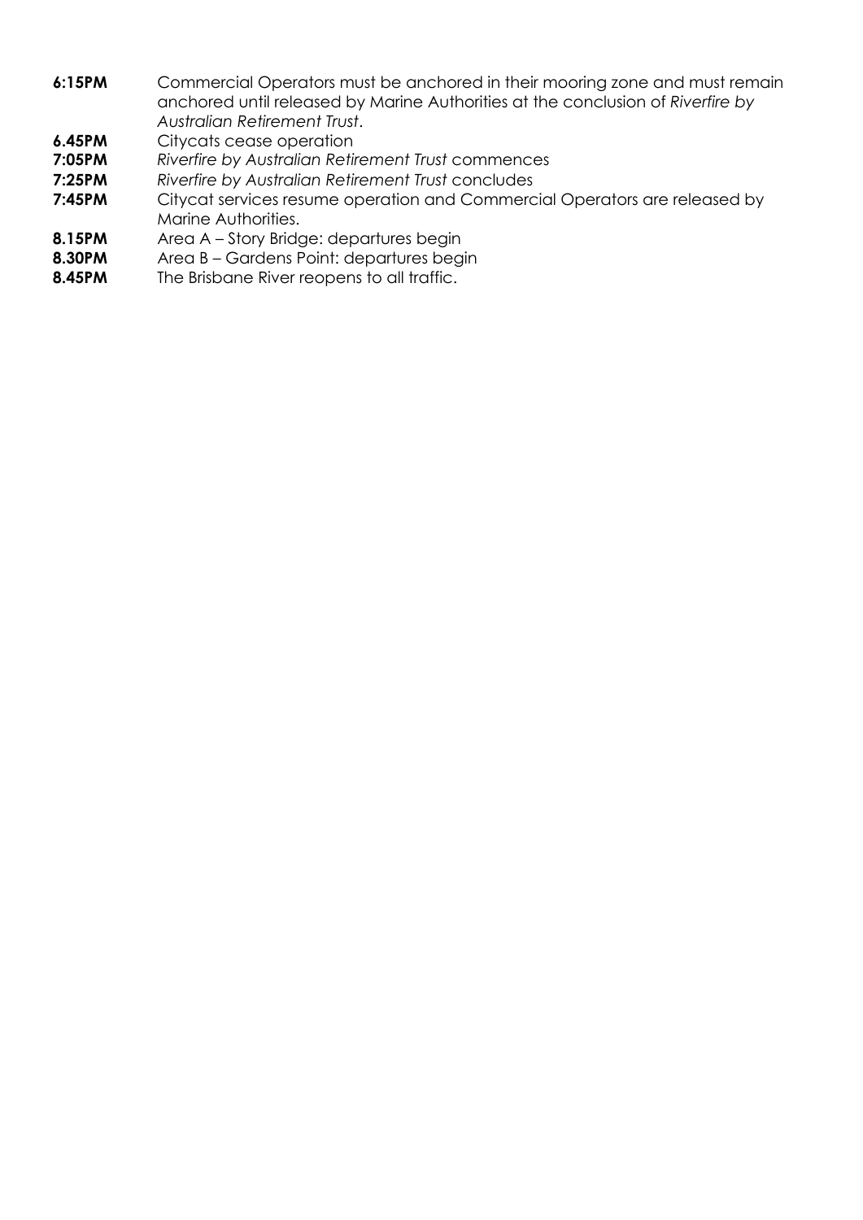**6:15PM** Commercial Operators must be anchored in their mooring zone and must remain anchored until released by Marine Authorities at the conclusion of *Riverfire by Australian Retirement Trust*.

**6.45PM** Citycats cease operation

**7:05PM** *Riverfire by Australian Retirement Trust* commences

**7:25PM** *Riverfire by Australian Retirement Trust* concludes

**7:45PM** Citycat services resume operation and Commercial Operators are released by Marine Authorities.

**8.15PM** Area A – Story Bridge: departures begin

**8.30PM** Area B – Gardens Point: departures begin

**8.45PM** The Brisbane River reopens to all traffic.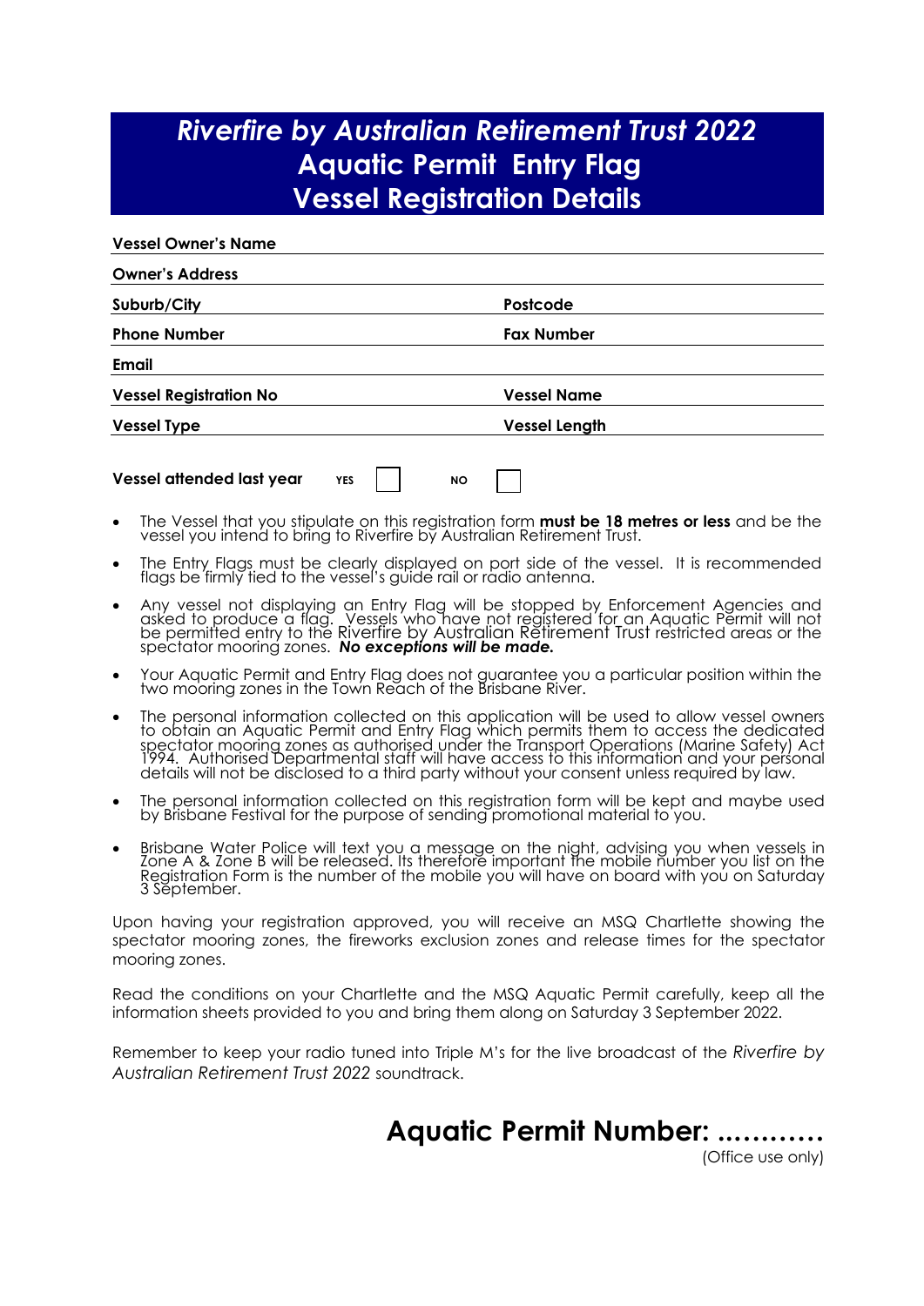# *Riverfire by Australian Retirement Trust 2022*
# Aquatic Permit Entry Flag
# Vessel Registration Details

**Vessel Owner's Name** ______________________________

**Owner's Address** ______________________________

**Suburb/City** ______________ **Postcode** ______________

**Phone Number** ______________ **Fax Number** ______________

**Email** ______________________________

**Vessel Registration No** ______________ **Vessel Name** ______________

**Vessel Type** ______________ **Vessel Length** ______________

**Vessel attended last year** YES ☐ NO ☐

- The Vessel that you stipulate on this registration form **must be 18 metres or less** and be the vessel you intend to bring to Riverfire by Australian Retirement Trust.
- The Entry Flags must be clearly displayed on port side of the vessel. It is recommended flags be firmly tied to the vessel's guide rail or radio antenna.
- Any vessel not displaying an Entry Flag will be stopped by Enforcement Agencies and asked to produce a flag. Vessels who have not registered for an Aquatic Permit will not be permitted entry to the Riverfire by Australian Retirement Trust restricted areas or the spectator mooring zones. ***No exceptions will be made.***
- Your Aquatic Permit and Entry Flag does not guarantee you a particular position within the two mooring zones in the Town Reach of the Brisbane River.
- The personal information collected on this application will be used to allow vessel owners to obtain an Aquatic Permit and Entry Flag which permits them to access the dedicated spectator mooring zones as authorised under the Transport Operations (Marine Safety) Act 1994. Authorised Departmental staff will have access to this information and your personal details will not be disclosed to a third party without your consent unless required by law.
- The personal information collected on this registration form will be kept and maybe used by Brisbane Festival for the purpose of sending promotional material to you.
- Brisbane Water Police will text you a message on the night, advising you when vessels in Zone A & Zone B will be released. Its therefore important the mobile number you list on the Registration Form is the number of the mobile you will have on board with you on Saturday 3 September.

Upon having your registration approved, you will receive an MSQ Chartlette showing the spectator mooring zones, the fireworks exclusion zones and release times for the spectator mooring zones.

Read the conditions on your Chartlette and the MSQ Aquatic Permit carefully, keep all the information sheets provided to you and bring them along on Saturday 3 September 2022.

Remember to keep your radio tuned into Triple M's for the live broadcast of the *Riverfire by Australian Retirement Trust 2022* soundtrack.

## Aquatic Permit Number: ...........

(Office use only)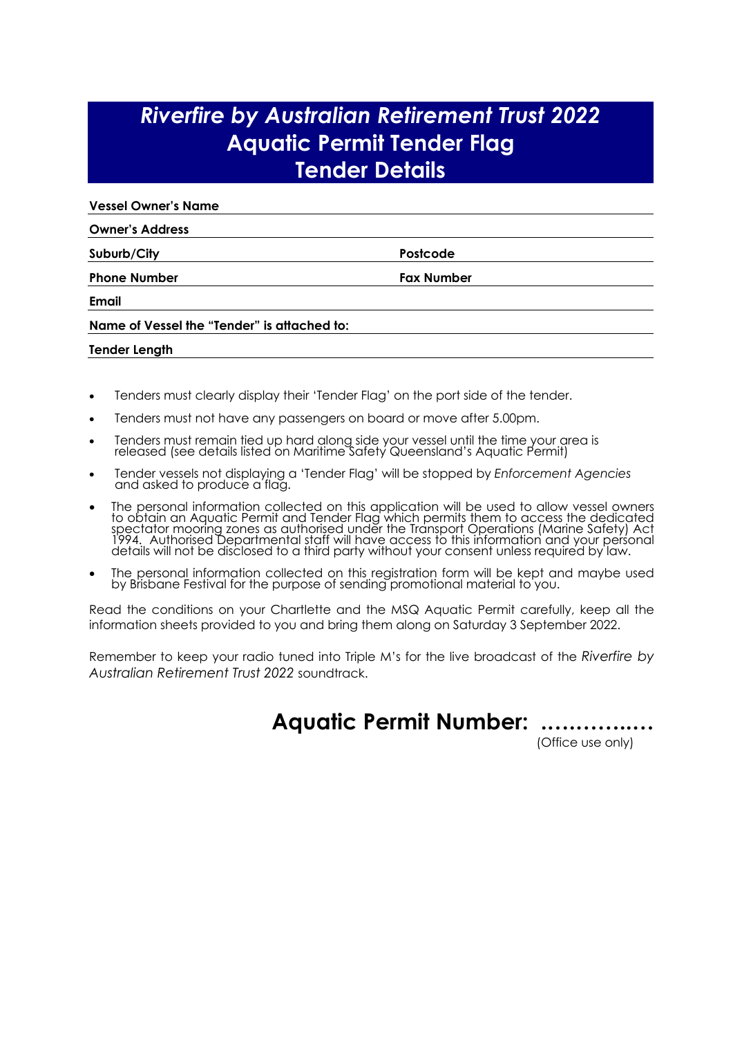# *Riverfire by Australian Retirement Trust 2022*
# Aquatic Permit Tender Flag
# Tender Details

| | |
|---|---|
| **Vessel Owner's Name** | |
| **Owner's Address** | |
| **Suburb/City** | **Postcode** |
| **Phone Number** | **Fax Number** |
| **Email** | |
| **Name of Vessel the "Tender" is attached to:** | |
| **Tender Length** | |

- Tenders must clearly display their 'Tender Flag' on the port side of the tender.
- Tenders must not have any passengers on board or move after 5.00pm.
- Tenders must remain tied up hard along side your vessel until the time your area is released (see details listed on Maritime Safety Queensland's Aquatic Permit)
- Tender vessels not displaying a 'Tender Flag' will be stopped by *Enforcement Agencies* and asked to produce a flag.
- The personal information collected on this application will be used to allow vessel owners to obtain an Aquatic Permit and Tender Flag which permits them to access the dedicated spectator mooring zones as authorised under the Transport Operations (Marine Safety) Act 1994. Authorised Departmental staff will have access to this information and your personal details will not be disclosed to a third party without your consent unless required by law.
- The personal information collected on this registration form will be kept and maybe used by Brisbane Festival for the purpose of sending promotional material to you.

Read the conditions on your Chartlette and the MSQ Aquatic Permit carefully, keep all the information sheets provided to you and bring them along on Saturday 3 September 2022.

Remember to keep your radio tuned into Triple M's for the live broadcast of the *Riverfire by Australian Retirement Trust 2022* soundtrack.

## Aquatic Permit Number: ................

(Office use only)